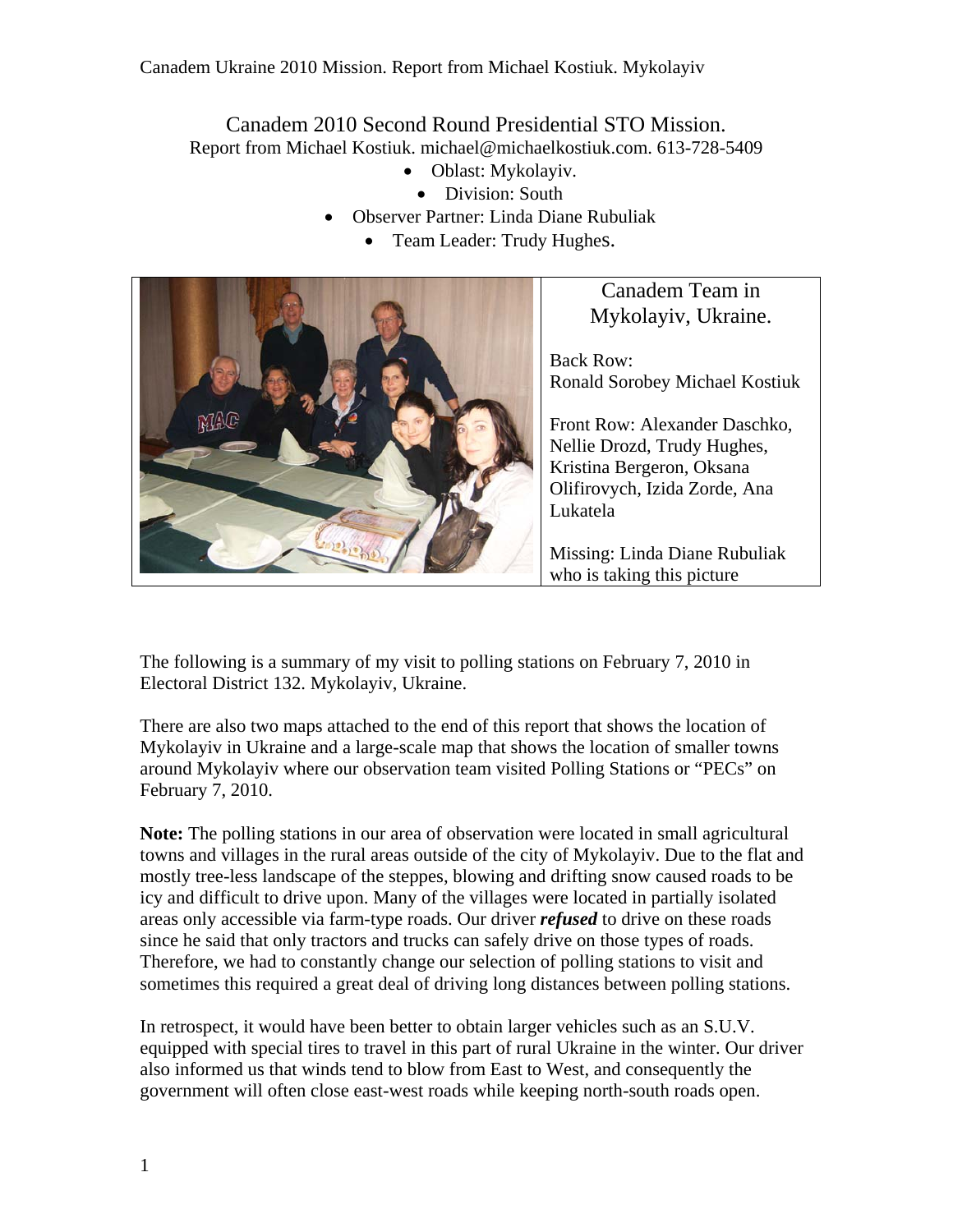# Canadem 2010 Second Round Presidential STO Mission.

Report from Michael Kostiuk. michael@michaelkostiuk.com. 613-728-5409

- Oblast: Mykolayiv.
- Division: South
- Observer Partner: Linda Diane Rubuliak
- Team Leader: Trudy Hughes.

Canadem Team in Mykolayiv, Ukraine.

Back Row:
Ronald Sorobey Michael Kostiuk

Front Row: Alexander Daschko, Nellie Drozd, Trudy Hughes, Kristina Bergeron, Oksana Olifirovych, Izida Zorde, Ana Lukatela

Missing: Linda Diane Rubuliak who is taking this picture

The following is a summary of my visit to polling stations on February 7, 2010 in Electoral District 132. Mykolayiv, Ukraine.

There are also two maps attached to the end of this report that shows the location of Mykolayiv in Ukraine and a large-scale map that shows the location of smaller towns around Mykolayiv where our observation team visited Polling Stations or "PECs" on February 7, 2010.

**Note:** The polling stations in our area of observation were located in small agricultural towns and villages in the rural areas outside of the city of Mykolayiv. Due to the flat and mostly tree-less landscape of the steppes, blowing and drifting snow caused roads to be icy and difficult to drive upon. Many of the villages were located in partially isolated areas only accessible via farm-type roads. Our driver ***refused*** to drive on these roads since he said that only tractors and trucks can safely drive on those types of roads. Therefore, we had to constantly change our selection of polling stations to visit and sometimes this required a great deal of driving long distances between polling stations.

In retrospect, it would have been better to obtain larger vehicles such as an S.U.V. equipped with special tires to travel in this part of rural Ukraine in the winter. Our driver also informed us that winds tend to blow from East to West, and consequently the government will often close east-west roads while keeping north-south roads open.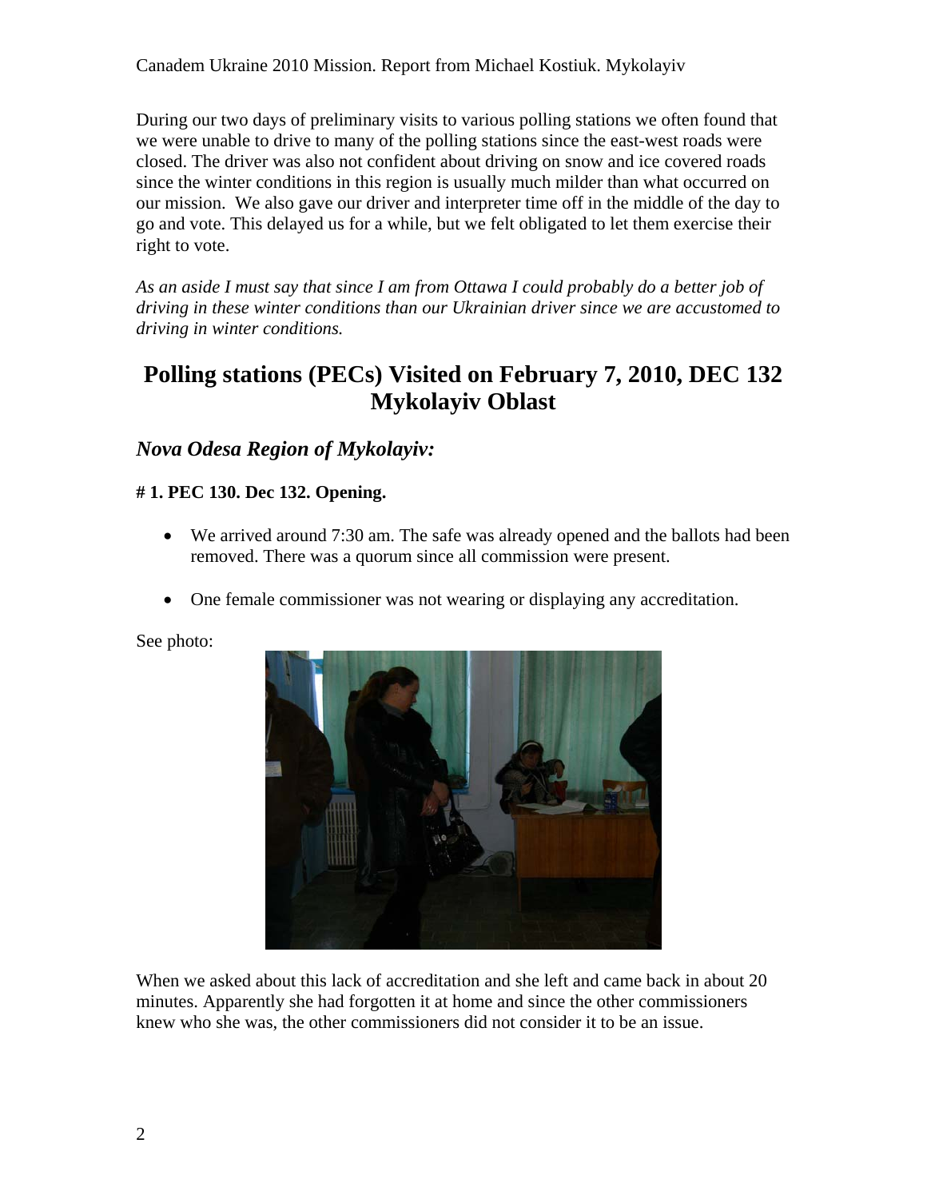During our two days of preliminary visits to various polling stations we often found that we were unable to drive to many of the polling stations since the east-west roads were closed. The driver was also not confident about driving on snow and ice covered roads since the winter conditions in this region is usually much milder than what occurred on our mission. We also gave our driver and interpreter time off in the middle of the day to go and vote. This delayed us for a while, but we felt obligated to let them exercise their right to vote.

*As an aside I must say that since I am from Ottawa I could probably do a better job of driving in these winter conditions than our Ukrainian driver since we are accustomed to driving in winter conditions.*

## Polling stations (PECs) Visited on February 7, 2010, DEC 132 Mykolayiv Oblast

### *Nova Odesa Region of Mykolayiv:*

**# 1. PEC 130. Dec 132. Opening.**

- We arrived around 7:30 am. The safe was already opened and the ballots had been removed. There was a quorum since all commission were present.
- One female commissioner was not wearing or displaying any accreditation.

See photo:

When we asked about this lack of accreditation and she left and came back in about 20 minutes. Apparently she had forgotten it at home and since the other commissioners knew who she was, the other commissioners did not consider it to be an issue.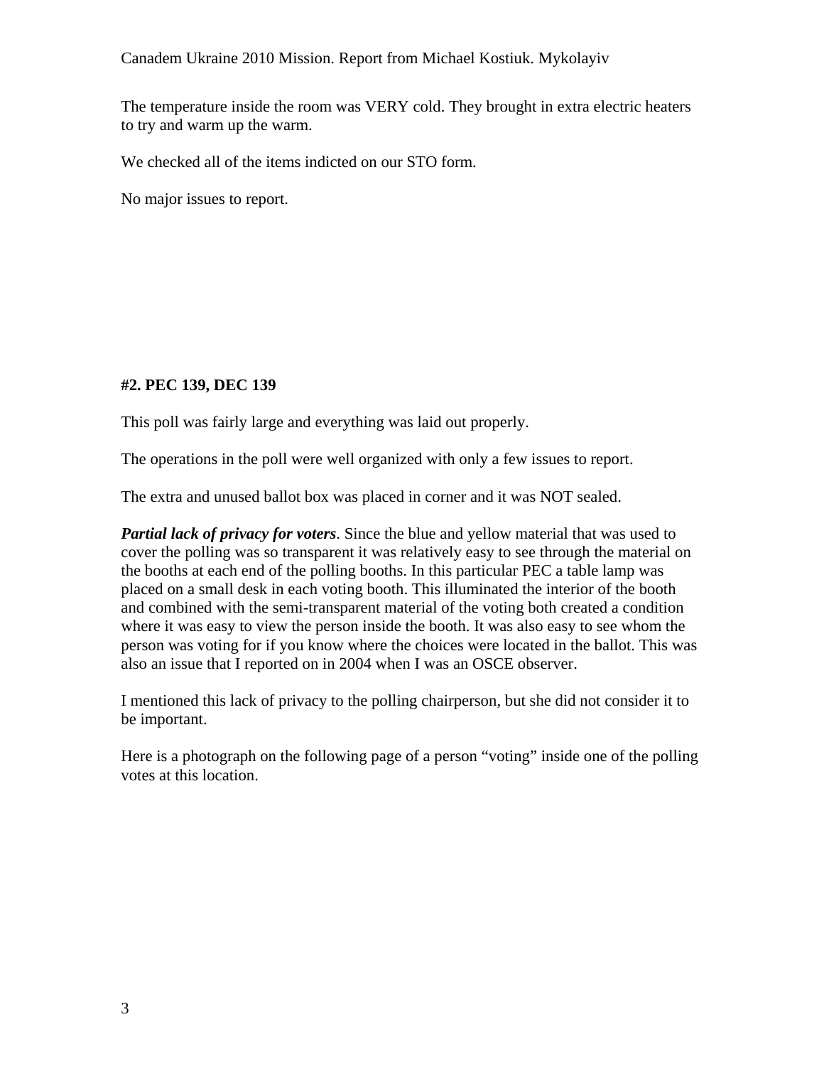The temperature inside the room was VERY cold. They brought in extra electric heaters to try and warm up the warm.

We checked all of the items indicted on our STO form.

No major issues to report.

**#2. PEC 139, DEC 139**

This poll was fairly large and everything was laid out properly.

The operations in the poll were well organized with only a few issues to report.

The extra and unused ballot box was placed in corner and it was NOT sealed.

***Partial lack of privacy for voters***. Since the blue and yellow material that was used to cover the polling was so transparent it was relatively easy to see through the material on the booths at each end of the polling booths. In this particular PEC a table lamp was placed on a small desk in each voting booth. This illuminated the interior of the booth and combined with the semi-transparent material of the voting both created a condition where it was easy to view the person inside the booth. It was also easy to see whom the person was voting for if you know where the choices were located in the ballot. This was also an issue that I reported on in 2004 when I was an OSCE observer.

I mentioned this lack of privacy to the polling chairperson, but she did not consider it to be important.

Here is a photograph on the following page of a person "voting" inside one of the polling votes at this location.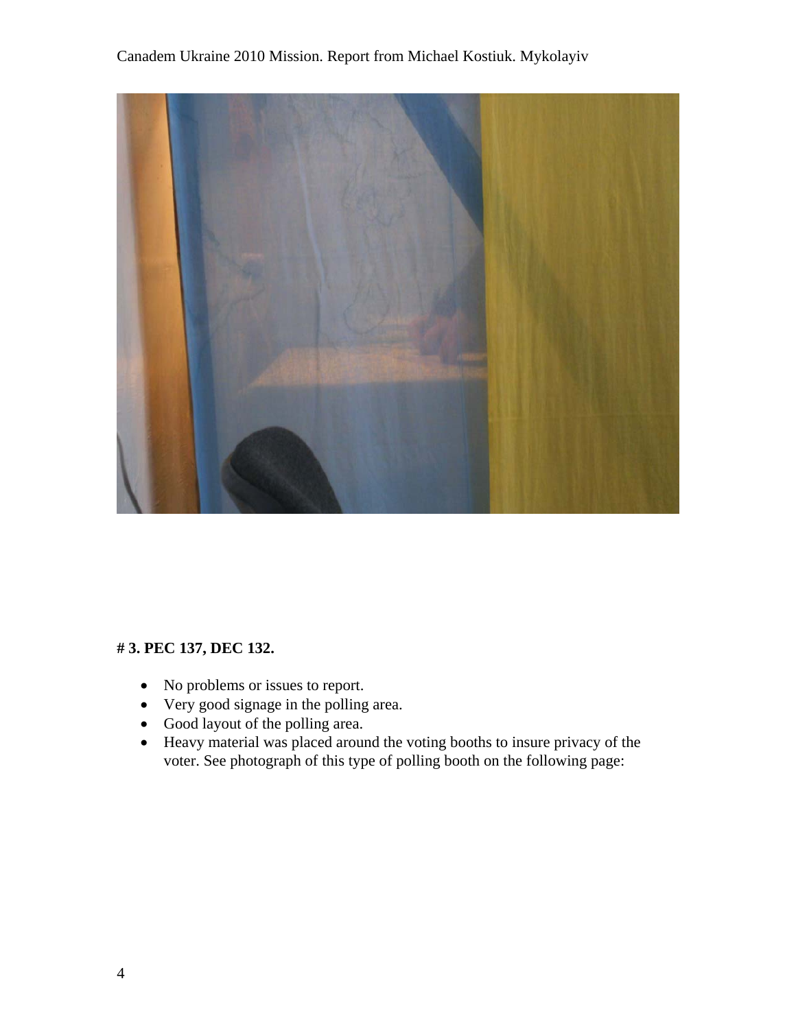# 3. PEC 137, DEC 132.

- No problems or issues to report.
- Very good signage in the polling area.
- Good layout of the polling area.
- Heavy material was placed around the voting booths to insure privacy of the voter. See photograph of this type of polling booth on the following page: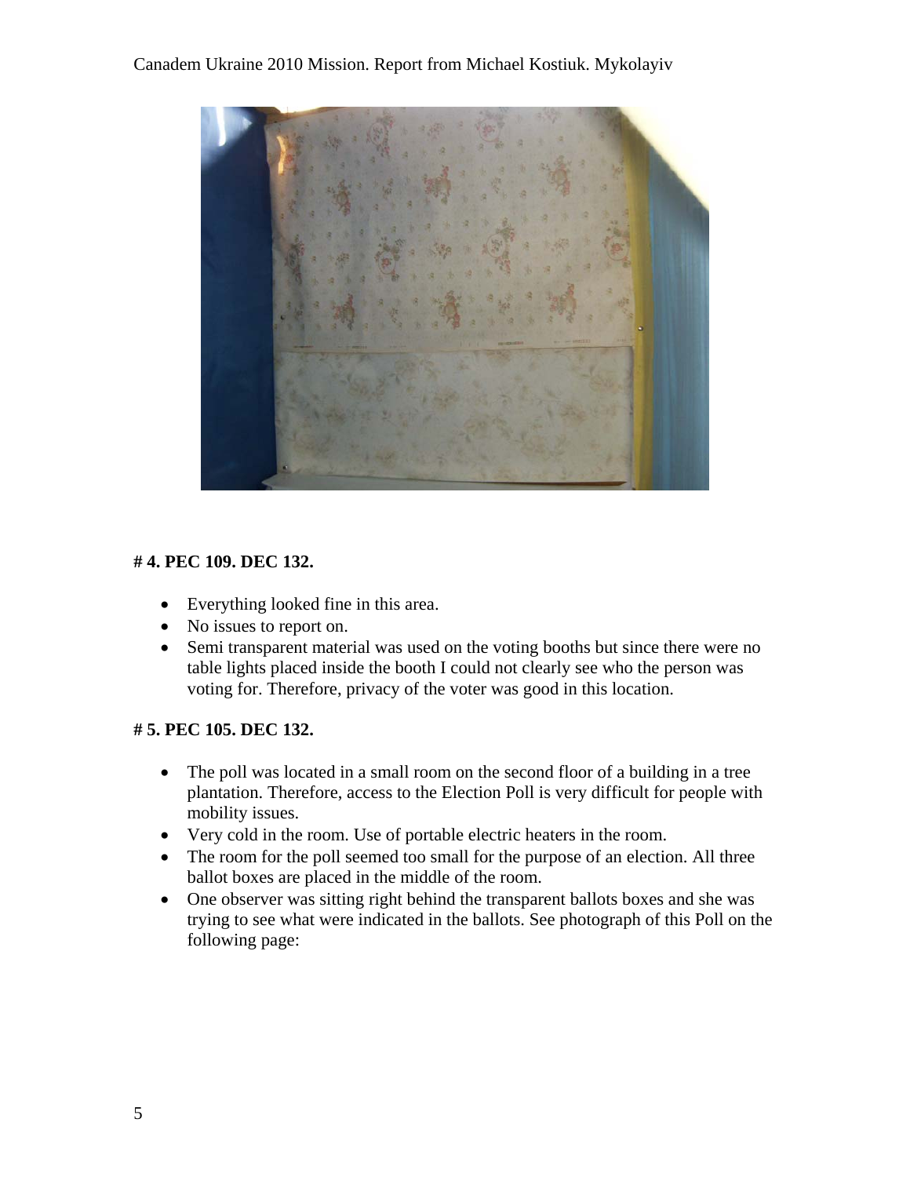## # 4. PEC 109. DEC 132.

- Everything looked fine in this area.
- No issues to report on.
- Semi transparent material was used on the voting booths but since there were no table lights placed inside the booth I could not clearly see who the person was voting for. Therefore, privacy of the voter was good in this location.

## # 5. PEC 105. DEC 132.

- The poll was located in a small room on the second floor of a building in a tree plantation. Therefore, access to the Election Poll is very difficult for people with mobility issues.
- Very cold in the room. Use of portable electric heaters in the room.
- The room for the poll seemed too small for the purpose of an election. All three ballot boxes are placed in the middle of the room.
- One observer was sitting right behind the transparent ballots boxes and she was trying to see what were indicated in the ballots. See photograph of this Poll on the following page: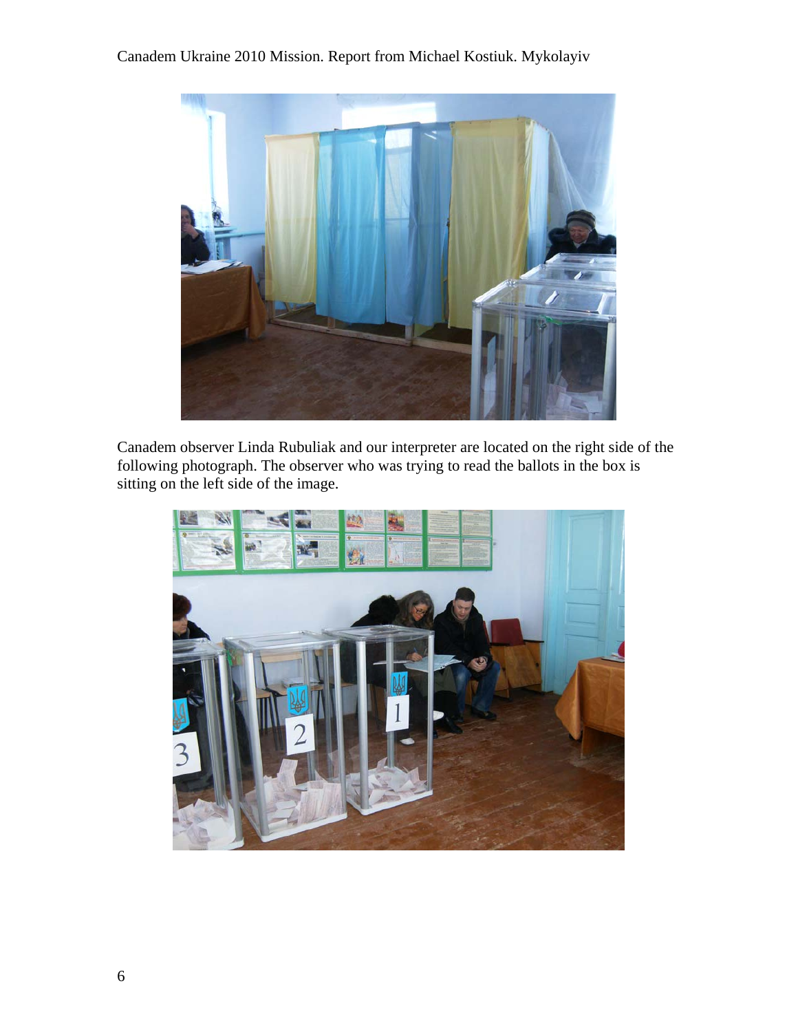Canadem observer Linda Rubuliak and our interpreter are located on the right side of the following photograph. The observer who was trying to read the ballots in the box is sitting on the left side of the image.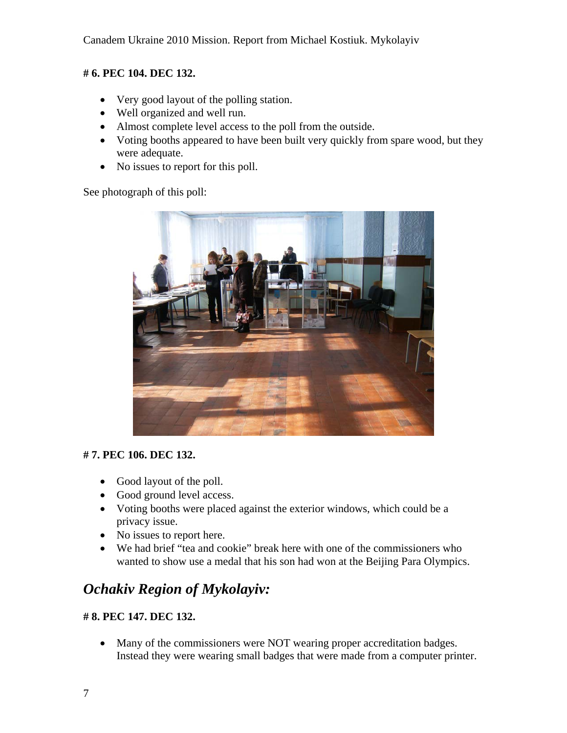**# 6. PEC 104. DEC 132.**

- Very good layout of the polling station.
- Well organized and well run.
- Almost complete level access to the poll from the outside.
- Voting booths appeared to have been built very quickly from spare wood, but they were adequate.
- No issues to report for this poll.

See photograph of this poll:

**# 7. PEC 106. DEC 132.**

- Good layout of the poll.
- Good ground level access.
- Voting booths were placed against the exterior windows, which could be a privacy issue.
- No issues to report here.
- We had brief "tea and cookie" break here with one of the commissioners who wanted to show use a medal that his son had won at the Beijing Para Olympics.

## *Ochakiv Region of Mykolayiv:*

**# 8. PEC 147. DEC 132.**

- Many of the commissioners were NOT wearing proper accreditation badges. Instead they were wearing small badges that were made from a computer printer.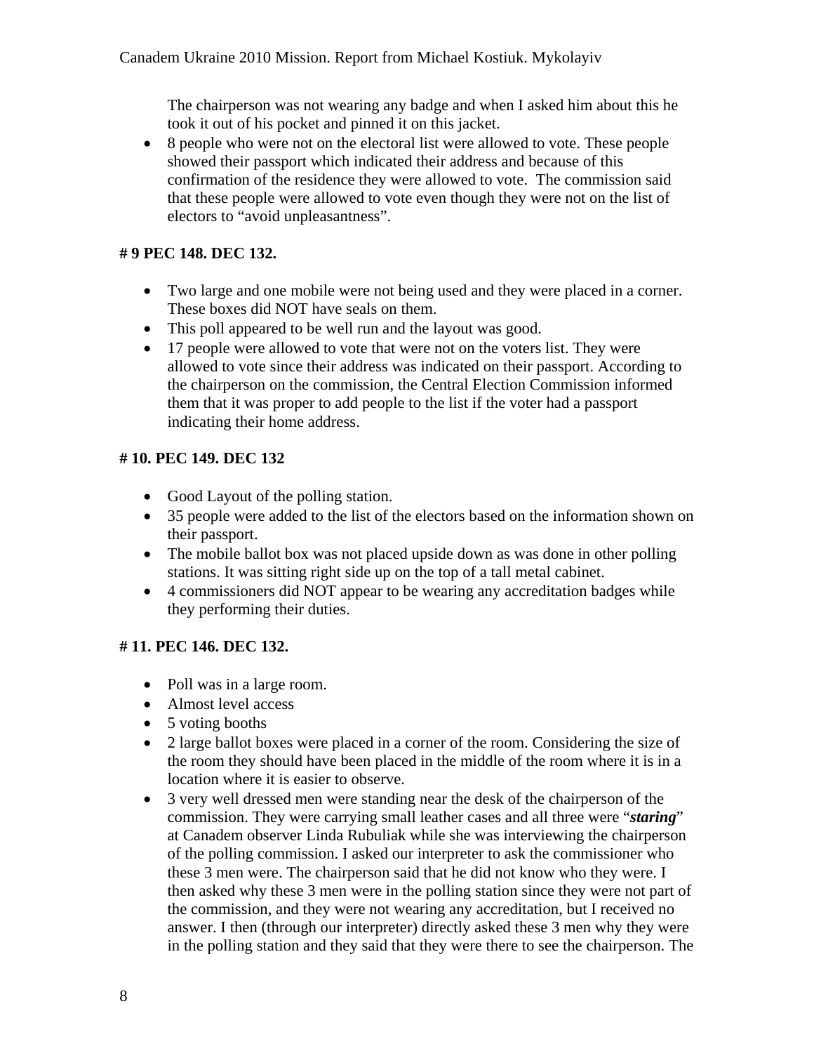The chairperson was not wearing any badge and when I asked him about this he took it out of his pocket and pinned it on this jacket.

- 8 people who were not on the electoral list were allowed to vote. These people showed their passport which indicated their address and because of this confirmation of the residence they were allowed to vote. The commission said that these people were allowed to vote even though they were not on the list of electors to "avoid unpleasantness".

**# 9 PEC 148. DEC 132.**

- Two large and one mobile were not being used and they were placed in a corner. These boxes did NOT have seals on them.
- This poll appeared to be well run and the layout was good.
- 17 people were allowed to vote that were not on the voters list. They were allowed to vote since their address was indicated on their passport. According to the chairperson on the commission, the Central Election Commission informed them that it was proper to add people to the list if the voter had a passport indicating their home address.

**# 10. PEC 149. DEC 132**

- Good Layout of the polling station.
- 35 people were added to the list of the electors based on the information shown on their passport.
- The mobile ballot box was not placed upside down as was done in other polling stations. It was sitting right side up on the top of a tall metal cabinet.
- 4 commissioners did NOT appear to be wearing any accreditation badges while they performing their duties.

**# 11. PEC 146. DEC 132.**

- Poll was in a large room.
- Almost level access
- 5 voting booths
- 2 large ballot boxes were placed in a corner of the room. Considering the size of the room they should have been placed in the middle of the room where it is in a location where it is easier to observe.
- 3 very well dressed men were standing near the desk of the chairperson of the commission. They were carrying small leather cases and all three were "***staring***" at Canadem observer Linda Rubuliak while she was interviewing the chairperson of the polling commission. I asked our interpreter to ask the commissioner who these 3 men were. The chairperson said that he did not know who they were. I then asked why these 3 men were in the polling station since they were not part of the commission, and they were not wearing any accreditation, but I received no answer. I then (through our interpreter) directly asked these 3 men why they were in the polling station and they said that they were there to see the chairperson. The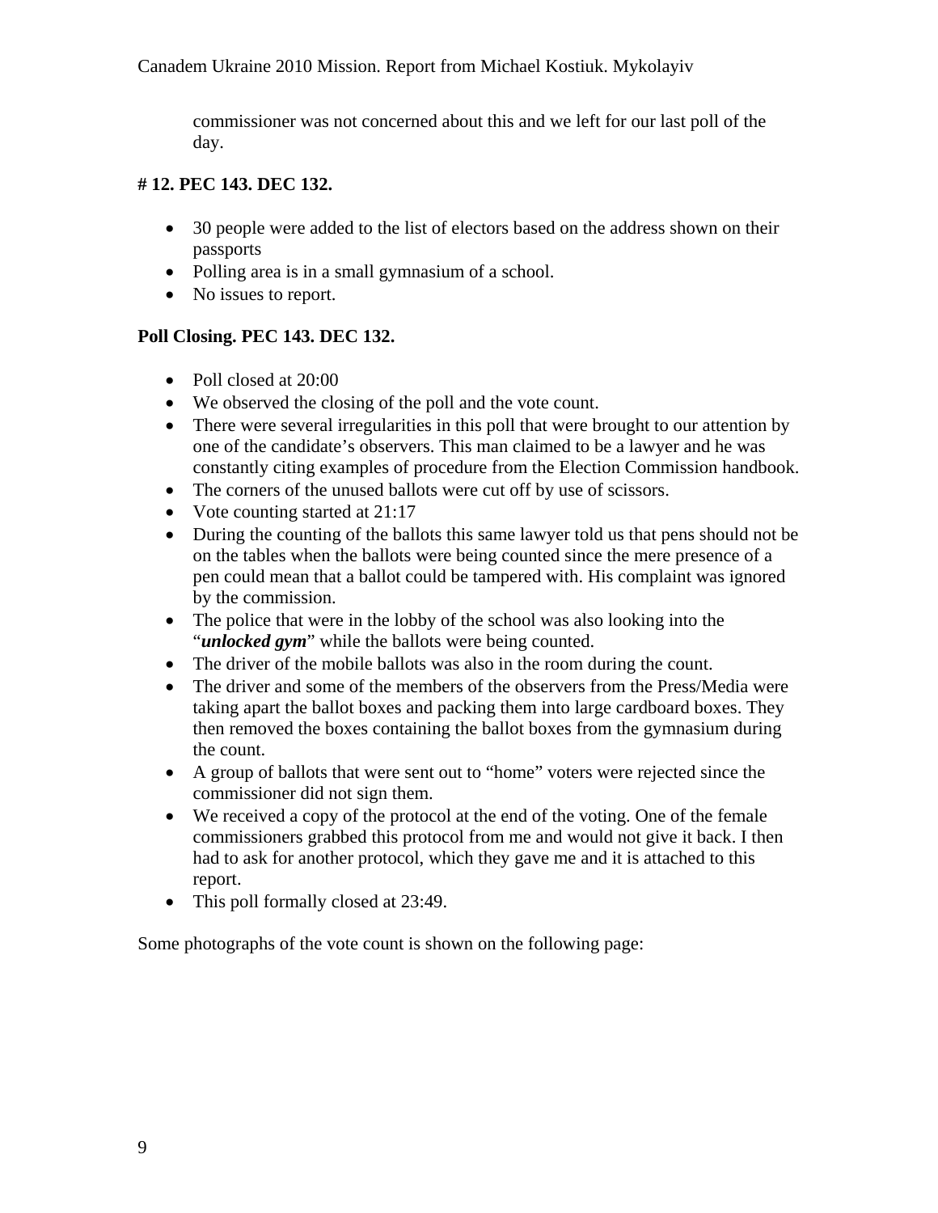commissioner was not concerned about this and we left for our last poll of the day.

**# 12. PEC 143. DEC 132.**

- 30 people were added to the list of electors based on the address shown on their passports
- Polling area is in a small gymnasium of a school.
- No issues to report.

**Poll Closing. PEC 143. DEC 132.**

- Poll closed at 20:00
- We observed the closing of the poll and the vote count.
- There were several irregularities in this poll that were brought to our attention by one of the candidate's observers. This man claimed to be a lawyer and he was constantly citing examples of procedure from the Election Commission handbook.
- The corners of the unused ballots were cut off by use of scissors.
- Vote counting started at 21:17
- During the counting of the ballots this same lawyer told us that pens should not be on the tables when the ballots were being counted since the mere presence of a pen could mean that a ballot could be tampered with. His complaint was ignored by the commission.
- The police that were in the lobby of the school was also looking into the "***unlocked gym***" while the ballots were being counted.
- The driver of the mobile ballots was also in the room during the count.
- The driver and some of the members of the observers from the Press/Media were taking apart the ballot boxes and packing them into large cardboard boxes. They then removed the boxes containing the ballot boxes from the gymnasium during the count.
- A group of ballots that were sent out to "home" voters were rejected since the commissioner did not sign them.
- We received a copy of the protocol at the end of the voting. One of the female commissioners grabbed this protocol from me and would not give it back. I then had to ask for another protocol, which they gave me and it is attached to this report.
- This poll formally closed at 23:49.

Some photographs of the vote count is shown on the following page: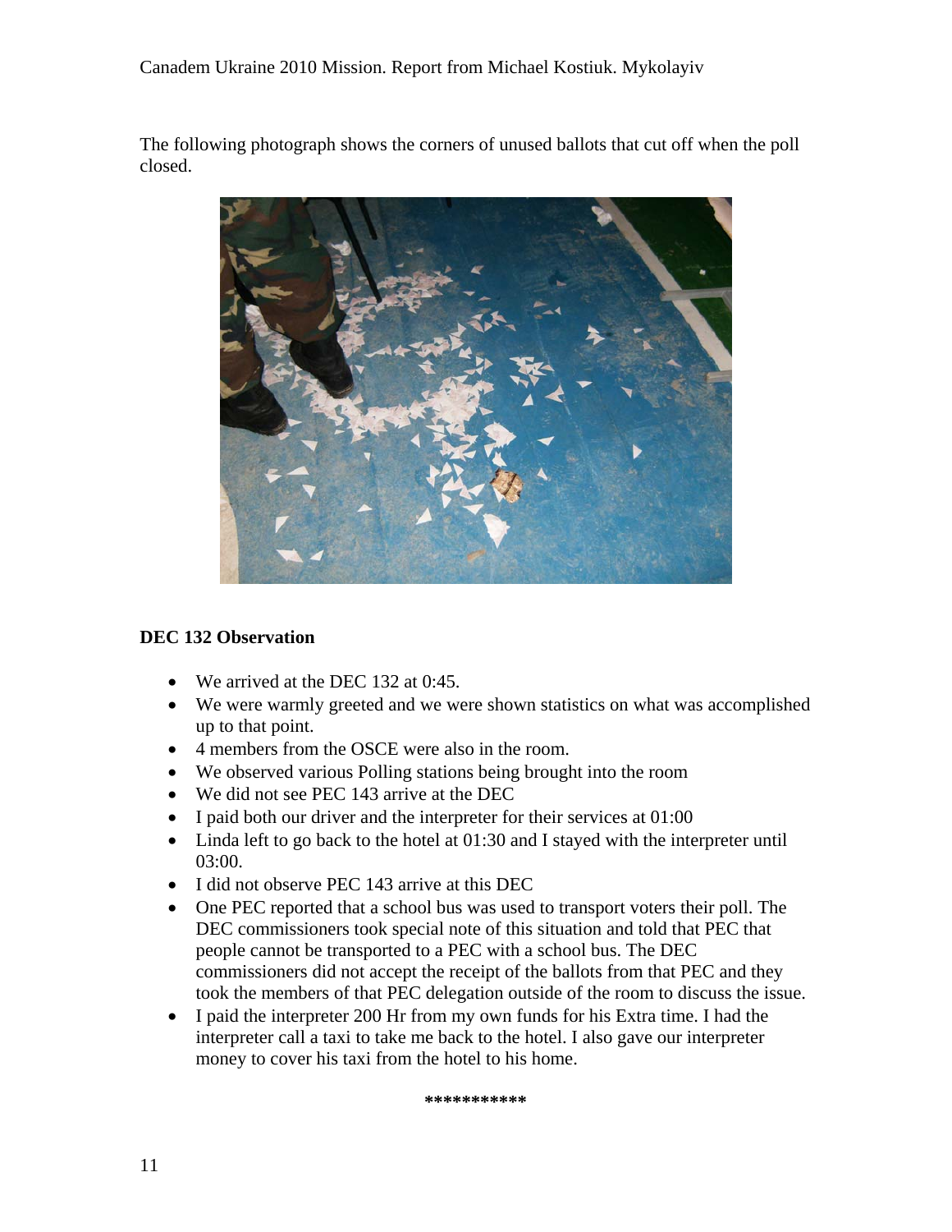The following photograph shows the corners of unused ballots that cut off when the poll closed.

**DEC 132 Observation**

- We arrived at the DEC 132 at 0:45.
- We were warmly greeted and we were shown statistics on what was accomplished up to that point.
- 4 members from the OSCE were also in the room.
- We observed various Polling stations being brought into the room
- We did not see PEC 143 arrive at the DEC
- I paid both our driver and the interpreter for their services at 01:00
- Linda left to go back to the hotel at 01:30 and I stayed with the interpreter until 03:00.
- I did not observe PEC 143 arrive at this DEC
- One PEC reported that a school bus was used to transport voters their poll. The DEC commissioners took special note of this situation and told that PEC that people cannot be transported to a PEC with a school bus. The DEC commissioners did not accept the receipt of the ballots from that PEC and they took the members of that PEC delegation outside of the room to discuss the issue.
- I paid the interpreter 200 Hr from my own funds for his Extra time. I had the interpreter call a taxi to take me back to the hotel. I also gave our interpreter money to cover his taxi from the hotel to his home.

**********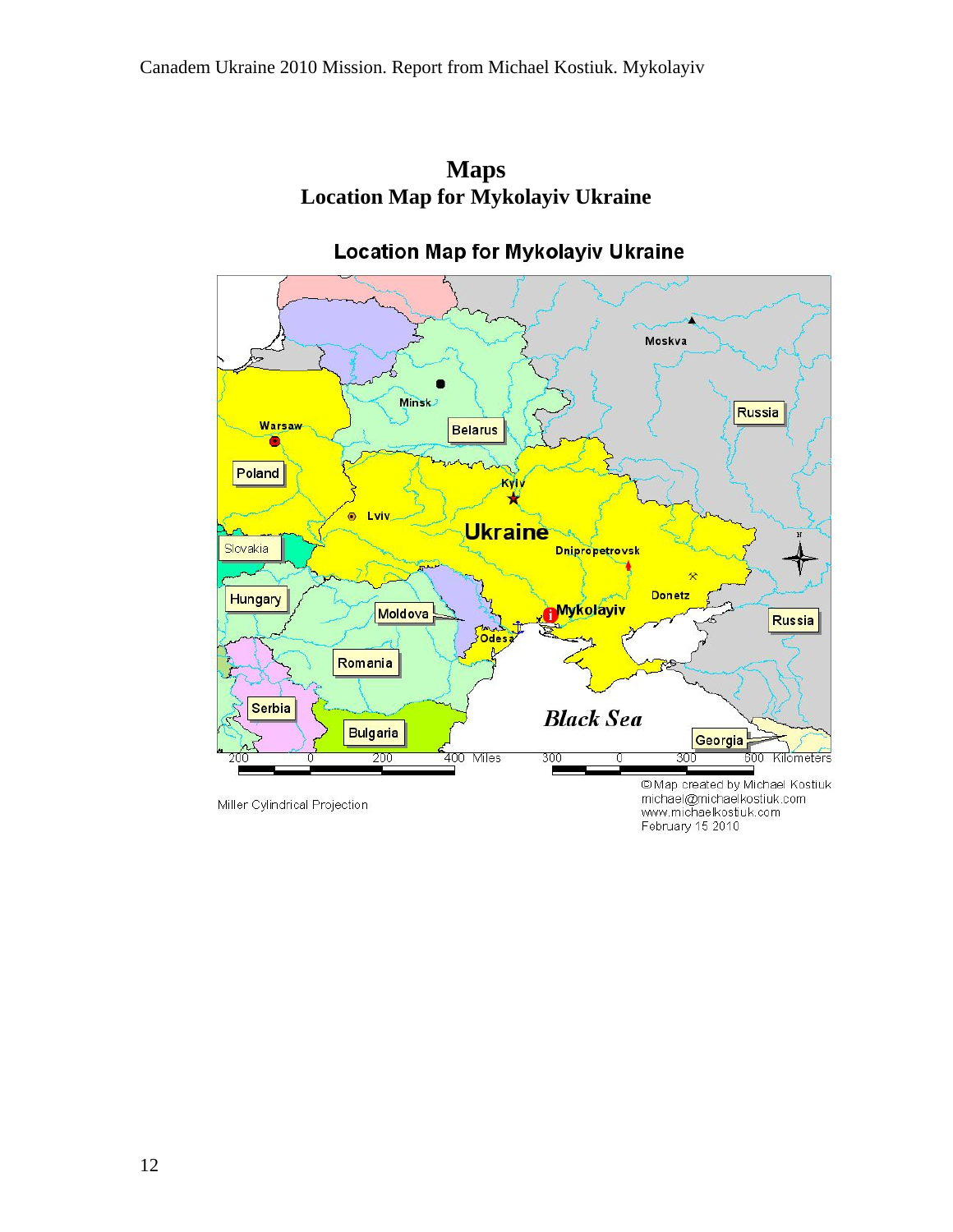# Maps

## Location Map for Mykolayiv Ukraine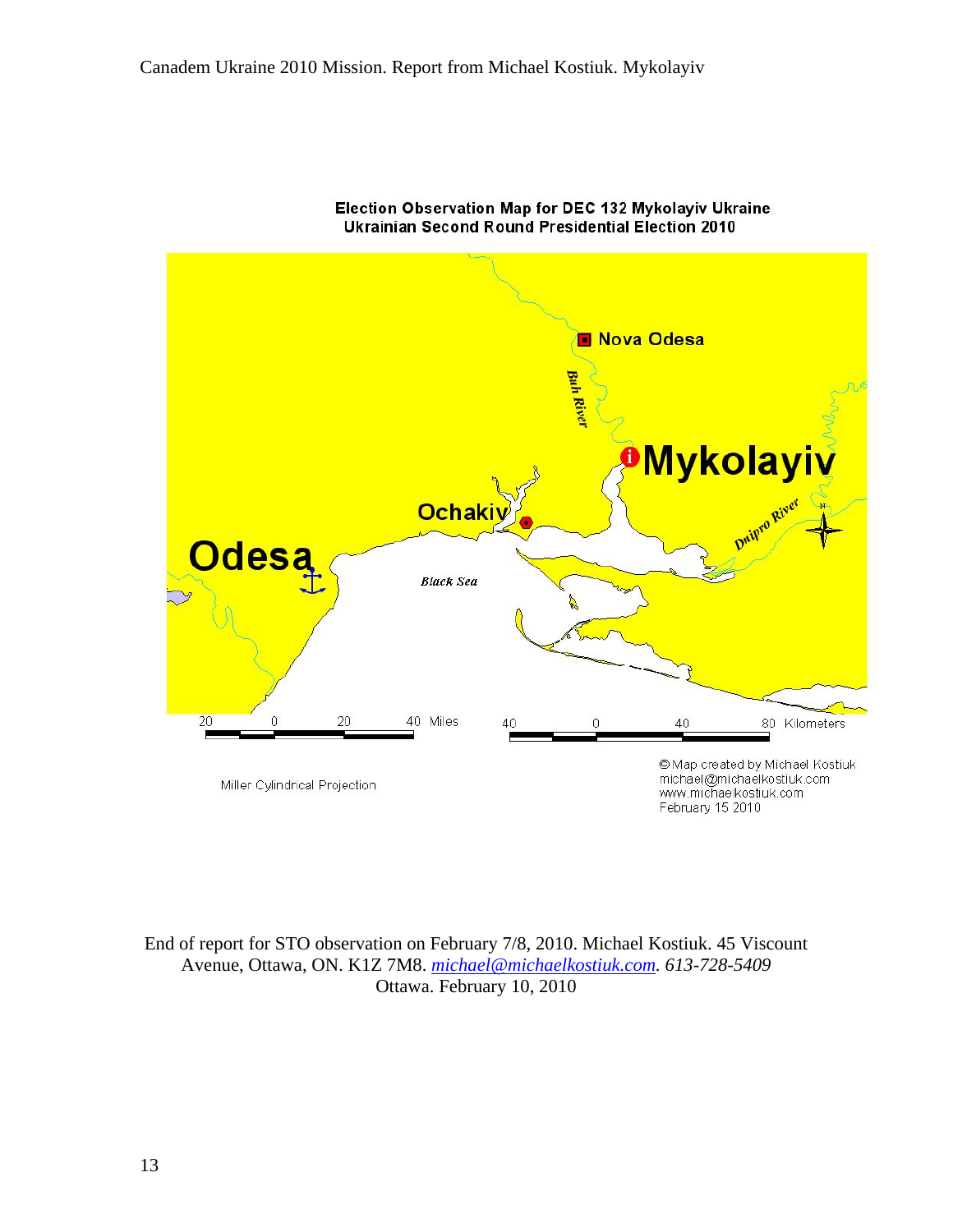Election Observation Map for DEC 132 Mykolayiv Ukraine
Ukrainian Second Round Presidential Election 2010

Nova Odesa

Buh River

Mykolayiv

Ochakiv

Dnipro River

Odesa

Black Sea

20 0 20 40 Miles

40 0 40 80 Kilometers

Miller Cylindrical Projection

© Map created by Michael Kostiuk
michael@michaelkostiuk.com
www.michaelkostiuk.com
February 15 2010

End of report for STO observation on February 7/8, 2010. Michael Kostiuk. 45 Viscount Avenue, Ottawa, ON. K1Z 7M8. *michael@michaelkostiuk.com. 613-728-5409*
Ottawa. February 10, 2010